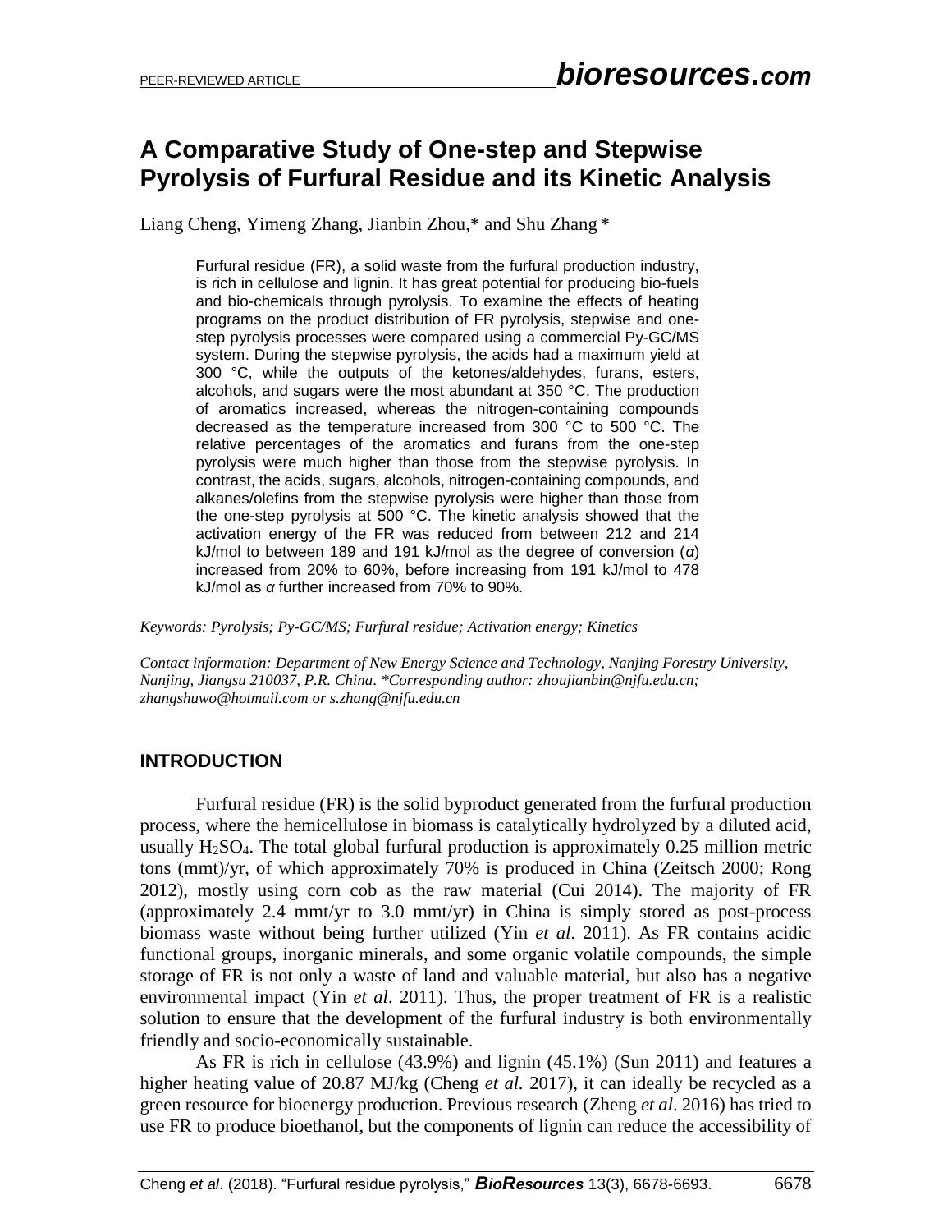# A Comparative Study of One-step and Stepwise Pyrolysis of Furfural Residue and its Kinetic Analysis

Liang Cheng, Yimeng Zhang, Jianbin Zhou,* and Shu Zhang *

> Furfural residue (FR), a solid waste from the furfural production industry, is rich in cellulose and lignin. It has great potential for producing bio-fuels and bio-chemicals through pyrolysis. To examine the effects of heating programs on the product distribution of FR pyrolysis, stepwise and one-step pyrolysis processes were compared using a commercial Py-GC/MS system. During the stepwise pyrolysis, the acids had a maximum yield at 300 °C, while the outputs of the ketones/aldehydes, furans, esters, alcohols, and sugars were the most abundant at 350 °C. The production of aromatics increased, whereas the nitrogen-containing compounds decreased as the temperature increased from 300 °C to 500 °C. The relative percentages of the aromatics and furans from the one-step pyrolysis were much higher than those from the stepwise pyrolysis. In contrast, the acids, sugars, alcohols, nitrogen-containing compounds, and alkanes/olefins from the stepwise pyrolysis were higher than those from the one-step pyrolysis at 500 °C. The kinetic analysis showed that the activation energy of the FR was reduced from between 212 and 214 kJ/mol to between 189 and 191 kJ/mol as the degree of conversion ($\alpha$) increased from 20% to 60%, before increasing from 191 kJ/mol to 478 kJ/mol as $\alpha$ further increased from 70% to 90%.

*Keywords: Pyrolysis; Py-GC/MS; Furfural residue; Activation energy; Kinetics*

*Contact information: Department of New Energy Science and Technology, Nanjing Forestry University, Nanjing, Jiangsu 210037, P.R. China. *Corresponding author: zhoujianbin@njfu.edu.cn; zhangshuwo@hotmail.com or s.zhang@njfu.edu.cn*

## INTRODUCTION

Furfural residue (FR) is the solid byproduct generated from the furfural production process, where the hemicellulose in biomass is catalytically hydrolyzed by a diluted acid, usually $H_2SO_4$. The total global furfural production is approximately 0.25 million metric tons (mmt)/yr, of which approximately 70% is produced in China (Zeitsch 2000; Rong 2012), mostly using corn cob as the raw material (Cui 2014). The majority of FR (approximately 2.4 mmt/yr to 3.0 mmt/yr) in China is simply stored as post-process biomass waste without being further utilized (Yin *et al*. 2011). As FR contains acidic functional groups, inorganic minerals, and some organic volatile compounds, the simple storage of FR is not only a waste of land and valuable material, but also has a negative environmental impact (Yin *et al*. 2011). Thus, the proper treatment of FR is a realistic solution to ensure that the development of the furfural industry is both environmentally friendly and socio-economically sustainable.

As FR is rich in cellulose (43.9%) and lignin (45.1%) (Sun 2011) and features a higher heating value of 20.87 MJ/kg (Cheng *et al.* 2017), it can ideally be recycled as a green resource for bioenergy production. Previous research (Zheng *et al*. 2016) has tried to use FR to produce bioethanol, but the components of lignin can reduce the accessibility of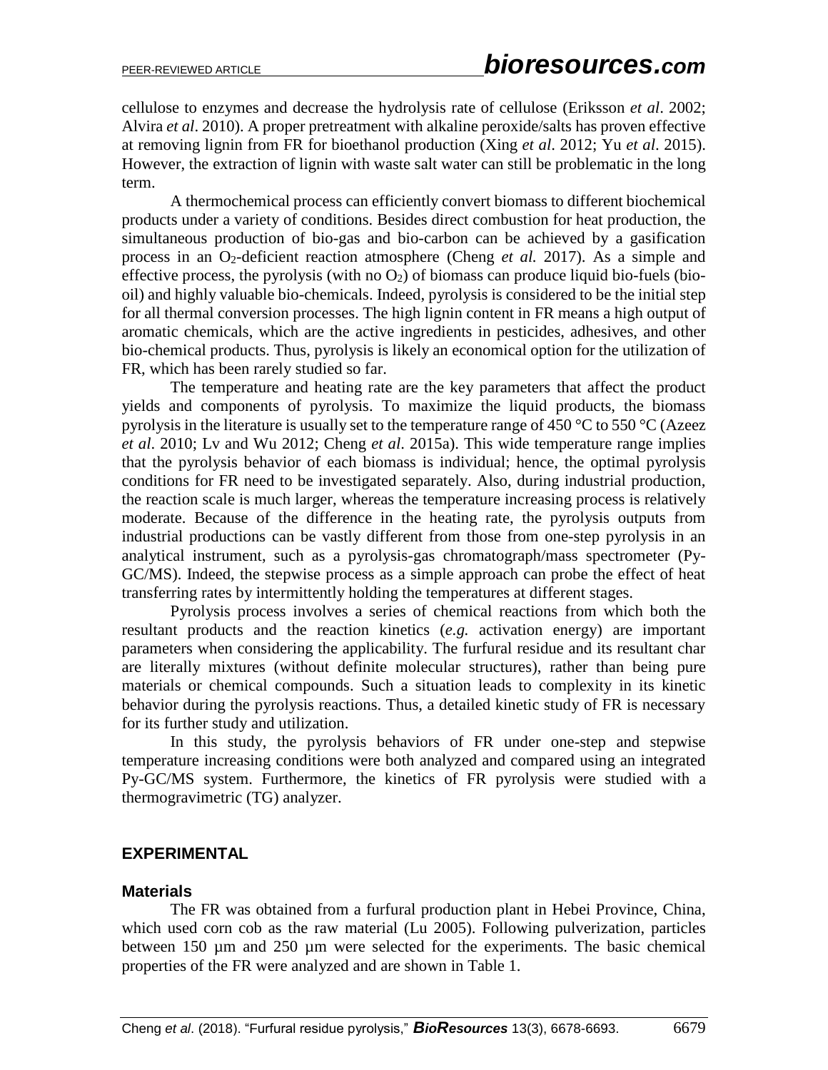cellulose to enzymes and decrease the hydrolysis rate of cellulose (Eriksson *et al*. 2002; Alvira *et al*. 2010). A proper pretreatment with alkaline peroxide/salts has proven effective at removing lignin from FR for bioethanol production (Xing *et al*. 2012; Yu *et al*. 2015). However, the extraction of lignin with waste salt water can still be problematic in the long term.

A thermochemical process can efficiently convert biomass to different biochemical products under a variety of conditions. Besides direct combustion for heat production, the simultaneous production of bio-gas and bio-carbon can be achieved by a gasification process in an $O_2$-deficient reaction atmosphere (Cheng *et al.* 2017). As a simple and effective process, the pyrolysis (with no $O_2$) of biomass can produce liquid bio-fuels (bio-oil) and highly valuable bio-chemicals. Indeed, pyrolysis is considered to be the initial step for all thermal conversion processes. The high lignin content in FR means a high output of aromatic chemicals, which are the active ingredients in pesticides, adhesives, and other bio-chemical products. Thus, pyrolysis is likely an economical option for the utilization of FR, which has been rarely studied so far.

The temperature and heating rate are the key parameters that affect the product yields and components of pyrolysis. To maximize the liquid products, the biomass pyrolysis in the literature is usually set to the temperature range of 450 °C to 550 °C (Azeez *et al*. 2010; Lv and Wu 2012; Cheng *et al*. 2015a). This wide temperature range implies that the pyrolysis behavior of each biomass is individual; hence, the optimal pyrolysis conditions for FR need to be investigated separately. Also, during industrial production, the reaction scale is much larger, whereas the temperature increasing process is relatively moderate. Because of the difference in the heating rate, the pyrolysis outputs from industrial productions can be vastly different from those from one-step pyrolysis in an analytical instrument, such as a pyrolysis-gas chromatograph/mass spectrometer (Py-GC/MS). Indeed, the stepwise process as a simple approach can probe the effect of heat transferring rates by intermittently holding the temperatures at different stages.

Pyrolysis process involves a series of chemical reactions from which both the resultant products and the reaction kinetics (*e.g.* activation energy) are important parameters when considering the applicability. The furfural residue and its resultant char are literally mixtures (without definite molecular structures), rather than being pure materials or chemical compounds. Such a situation leads to complexity in its kinetic behavior during the pyrolysis reactions. Thus, a detailed kinetic study of FR is necessary for its further study and utilization.

In this study, the pyrolysis behaviors of FR under one-step and stepwise temperature increasing conditions were both analyzed and compared using an integrated Py-GC/MS system. Furthermore, the kinetics of FR pyrolysis were studied with a thermogravimetric (TG) analyzer.

## EXPERIMENTAL

### Materials

The FR was obtained from a furfural production plant in Hebei Province, China, which used corn cob as the raw material (Lu 2005). Following pulverization, particles between 150 µm and 250 µm were selected for the experiments. The basic chemical properties of the FR were analyzed and are shown in Table 1.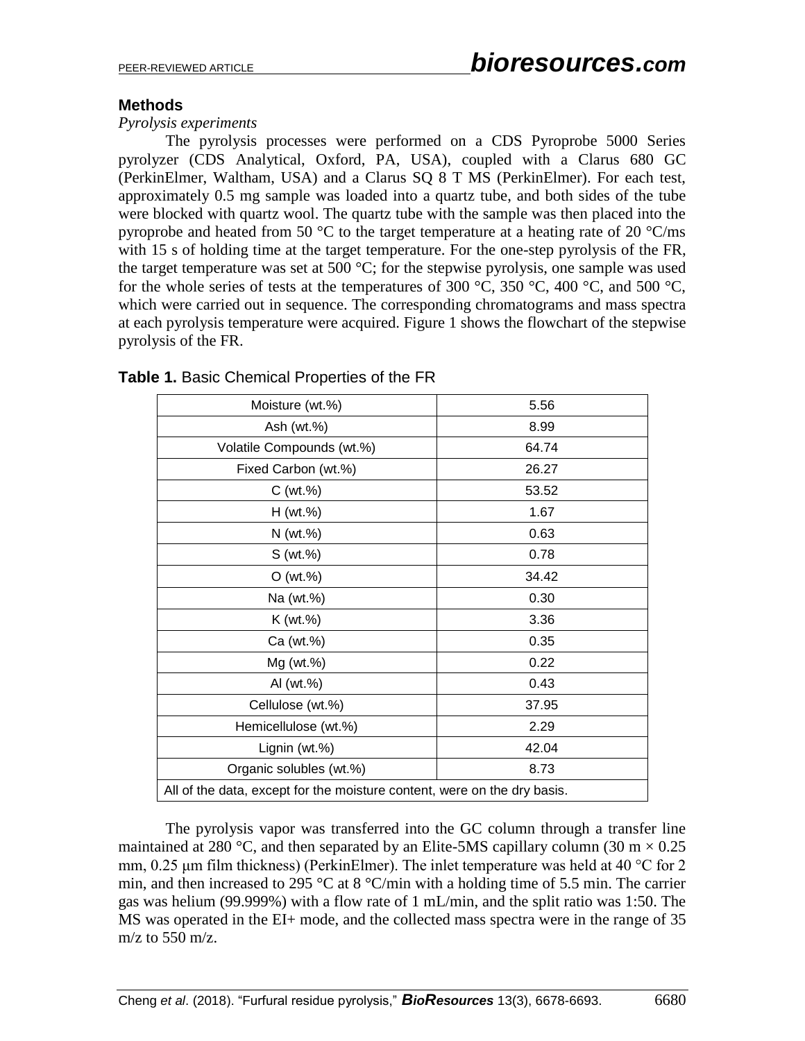## Methods

*Pyrolysis experiments*

The pyrolysis processes were performed on a CDS Pyroprobe 5000 Series pyrolyzer (CDS Analytical, Oxford, PA, USA), coupled with a Clarus 680 GC (PerkinElmer, Waltham, USA) and a Clarus SQ 8 T MS (PerkinElmer). For each test, approximately 0.5 mg sample was loaded into a quartz tube, and both sides of the tube were blocked with quartz wool. The quartz tube with the sample was then placed into the pyroprobe and heated from 50 °C to the target temperature at a heating rate of 20 °C/ms with 15 s of holding time at the target temperature. For the one-step pyrolysis of the FR, the target temperature was set at 500 °C; for the stepwise pyrolysis, one sample was used for the whole series of tests at the temperatures of 300 °C, 350 °C, 400 °C, and 500 °C, which were carried out in sequence. The corresponding chromatograms and mass spectra at each pyrolysis temperature were acquired. Figure 1 shows the flowchart of the stepwise pyrolysis of the FR.

**Table 1.** Basic Chemical Properties of the FR

| Property | Value |
|---|---|
| Moisture (wt.%) | 5.56 |
| Ash (wt.%) | 8.99 |
| Volatile Compounds (wt.%) | 64.74 |
| Fixed Carbon (wt.%) | 26.27 |
| C (wt.%) | 53.52 |
| H (wt.%) | 1.67 |
| N (wt.%) | 0.63 |
| S (wt.%) | 0.78 |
| O (wt.%) | 34.42 |
| Na (wt.%) | 0.30 |
| K (wt.%) | 3.36 |
| Ca (wt.%) | 0.35 |
| Mg (wt.%) | 0.22 |
| Al (wt.%) | 0.43 |
| Cellulose (wt.%) | 37.95 |
| Hemicellulose (wt.%) | 2.29 |
| Lignin (wt.%) | 42.04 |
| Organic solubles (wt.%) | 8.73 |
| All of the data, except for the moisture content, were on the dry basis. | |

The pyrolysis vapor was transferred into the GC column through a transfer line maintained at 280 °C, and then separated by an Elite-5MS capillary column (30 m × 0.25 mm, 0.25 μm film thickness) (PerkinElmer). The inlet temperature was held at 40 °C for 2 min, and then increased to 295 °C at 8 °C/min with a holding time of 5.5 min. The carrier gas was helium (99.999%) with a flow rate of 1 mL/min, and the split ratio was 1:50. The MS was operated in the EI+ mode, and the collected mass spectra were in the range of 35 m/z to 550 m/z.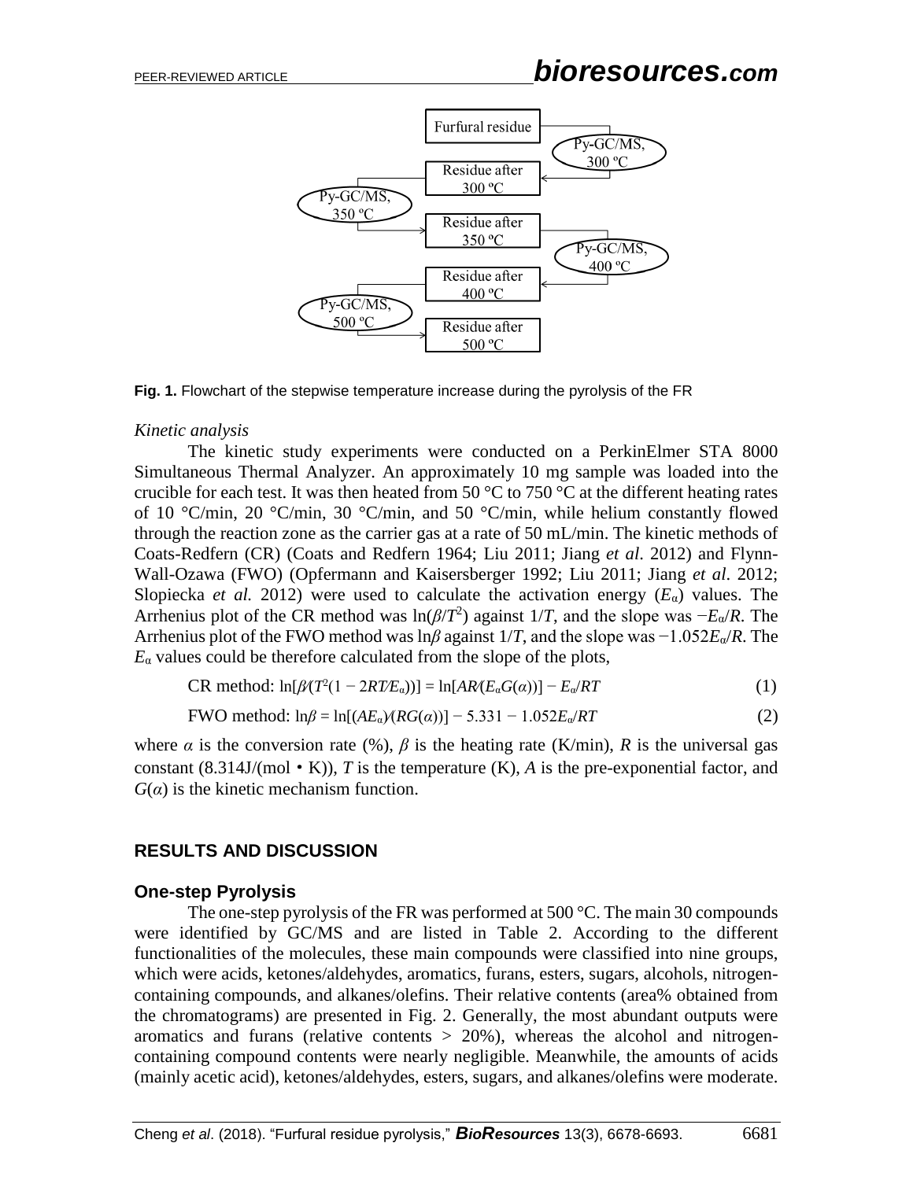Furfural residue

Py-GC/MS, 300 ºC

Residue after 300 ºC

Py-GC/MS, 350 ºC

Residue after 350 ºC

Py-GC/MS, 400 ºC

Residue after 400 ºC

Py-GC/MS, 500 ºC

Residue after 500 ºC

**Fig. 1.** Flowchart of the stepwise temperature increase during the pyrolysis of the FR

*Kinetic analysis*

The kinetic study experiments were conducted on a PerkinElmer STA 8000 Simultaneous Thermal Analyzer. An approximately 10 mg sample was loaded into the crucible for each test. It was then heated from 50 °C to 750 °C at the different heating rates of 10 °C/min, 20 °C/min, 30 °C/min, and 50 °C/min, while helium constantly flowed through the reaction zone as the carrier gas at a rate of 50 mL/min. The kinetic methods of Coats-Redfern (CR) (Coats and Redfern 1964; Liu 2011; Jiang *et al*. 2012) and Flynn-Wall-Ozawa (FWO) (Opfermann and Kaisersberger 1992; Liu 2011; Jiang *et al*. 2012; Slopiecka *et al.* 2012) were used to calculate the activation energy ($E_\alpha$) values. The Arrhenius plot of the CR method was $\ln(\beta/T^2)$ against $1/T$, and the slope was $-E_\alpha/R$. The Arrhenius plot of the FWO method was $\ln\beta$ against $1/T$, and the slope was $-1.052E_\alpha/R$. The $E_\alpha$ values could be therefore calculated from the slope of the plots,

$$\text{CR method: } \ln[\beta/(T^2(1-2RT/E_\alpha))] = \ln[AR/(E_\alpha G(\alpha))] - E_\alpha/RT \tag{1}$$

$$\text{FWO method: } \ln\beta = \ln[(AE_\alpha)/(RG(\alpha))] - 5.331 - 1.052E_\alpha/RT \tag{2}$$

where $\alpha$ is the conversion rate (%), $\beta$ is the heating rate (K/min), $R$ is the universal gas constant (8.314J/(mol・K)), $T$ is the temperature (K), $A$ is the pre-exponential factor, and $G(\alpha)$ is the kinetic mechanism function.

## RESULTS AND DISCUSSION

### One-step Pyrolysis

The one-step pyrolysis of the FR was performed at 500 °C. The main 30 compounds were identified by GC/MS and are listed in Table 2. According to the different functionalities of the molecules, these main compounds were classified into nine groups, which were acids, ketones/aldehydes, aromatics, furans, esters, sugars, alcohols, nitrogen-containing compounds, and alkanes/olefins. Their relative contents (area% obtained from the chromatograms) are presented in Fig. 2. Generally, the most abundant outputs were aromatics and furans (relative contents > 20%), whereas the alcohol and nitrogen-containing compound contents were nearly negligible. Meanwhile, the amounts of acids (mainly acetic acid), ketones/aldehydes, esters, sugars, and alkanes/olefins were moderate.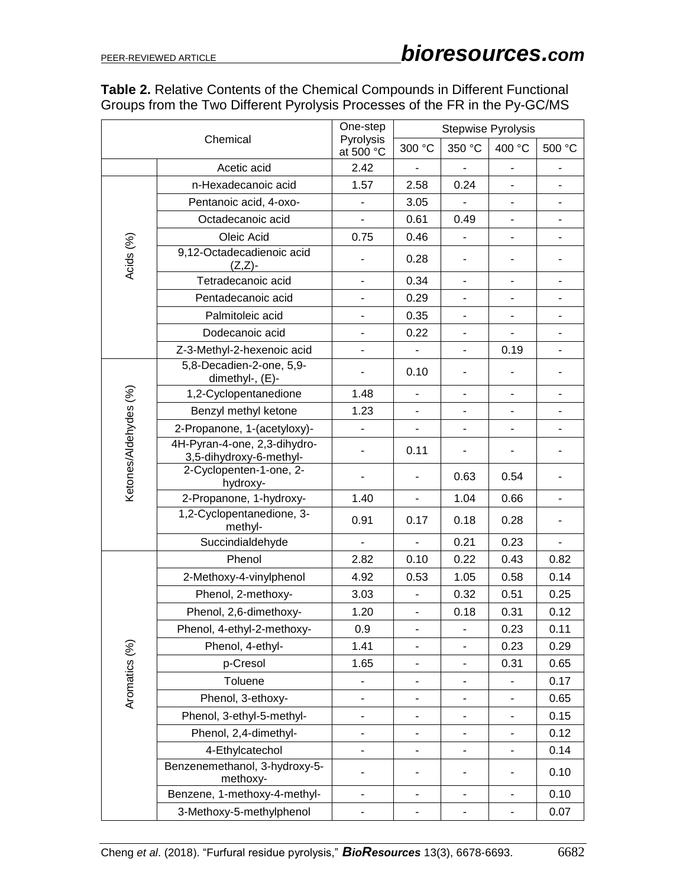**Table 2.** Relative Contents of the Chemical Compounds in Different Functional Groups from the Two Different Pyrolysis Processes of the FR in the Py-GC/MS

| Chemical | | One-step Pyrolysis at 500 °C | Stepwise Pyrolysis | | | |
|---|---|---|---|---|---|---|
| | | | 300 °C | 350 °C | 400 °C | 500 °C |
| | Acetic acid | 2.42 | - | - | - | - |
| Acids (%) | n-Hexadecanoic acid | 1.57 | 2.58 | 0.24 | - | - |
| | Pentanoic acid, 4-oxo- | - | 3.05 | - | - | - |
| | Octadecanoic acid | - | 0.61 | 0.49 | - | - |
| | Oleic Acid | 0.75 | 0.46 | - | - | - |
| | 9,12-Octadecadienoic acid (Z,Z)- | - | 0.28 | - | - | - |
| | Tetradecanoic acid | - | 0.34 | - | - | - |
| | Pentadecanoic acid | - | 0.29 | - | - | - |
| | Palmitoleic acid | - | 0.35 | - | - | - |
| | Dodecanoic acid | - | 0.22 | - | - | - |
| | Z-3-Methyl-2-hexenoic acid | - | - | - | 0.19 | - |
| Ketones/Aldehydes (%) | 5,8-Decadien-2-one, 5,9-dimethyl-, (E)- | - | 0.10 | - | - | - |
| | 1,2-Cyclopentanedione | 1.48 | - | - | - | - |
| | Benzyl methyl ketone | 1.23 | - | - | - | - |
| | 2-Propanone, 1-(acetyloxy)- | - | - | - | - | - |
| | 4H-Pyran-4-one, 2,3-dihydro-3,5-dihydroxy-6-methyl- | - | 0.11 | - | - | - |
| | 2-Cyclopenten-1-one, 2-hydroxy- | - | - | 0.63 | 0.54 | - |
| | 2-Propanone, 1-hydroxy- | 1.40 | - | 1.04 | 0.66 | - |
| | 1,2-Cyclopentanedione, 3-methyl- | 0.91 | 0.17 | 0.18 | 0.28 | - |
| | Succindialdehyde | - | - | 0.21 | 0.23 | - |
| Aromatics (%) | Phenol | 2.82 | 0.10 | 0.22 | 0.43 | 0.82 |
| | 2-Methoxy-4-vinylphenol | 4.92 | 0.53 | 1.05 | 0.58 | 0.14 |
| | Phenol, 2-methoxy- | 3.03 | - | 0.32 | 0.51 | 0.25 |
| | Phenol, 2,6-dimethoxy- | 1.20 | - | 0.18 | 0.31 | 0.12 |
| | Phenol, 4-ethyl-2-methoxy- | 0.9 | - | - | 0.23 | 0.11 |
| | Phenol, 4-ethyl- | 1.41 | - | - | 0.23 | 0.29 |
| | p-Cresol | 1.65 | - | - | 0.31 | 0.65 |
| | Toluene | - | - | - | - | 0.17 |
| | Phenol, 3-ethoxy- | - | - | - | - | 0.65 |
| | Phenol, 3-ethyl-5-methyl- | - | - | - | - | 0.15 |
| | Phenol, 2,4-dimethyl- | - | - | - | - | 0.12 |
| | 4-Ethylcatechol | - | - | - | - | 0.14 |
| | Benzenemethanol, 3-hydroxy-5-methoxy- | - | - | - | - | 0.10 |
| | Benzene, 1-methoxy-4-methyl- | - | - | - | - | 0.10 |
| | 3-Methoxy-5-methylphenol | - | - | - | - | 0.07 |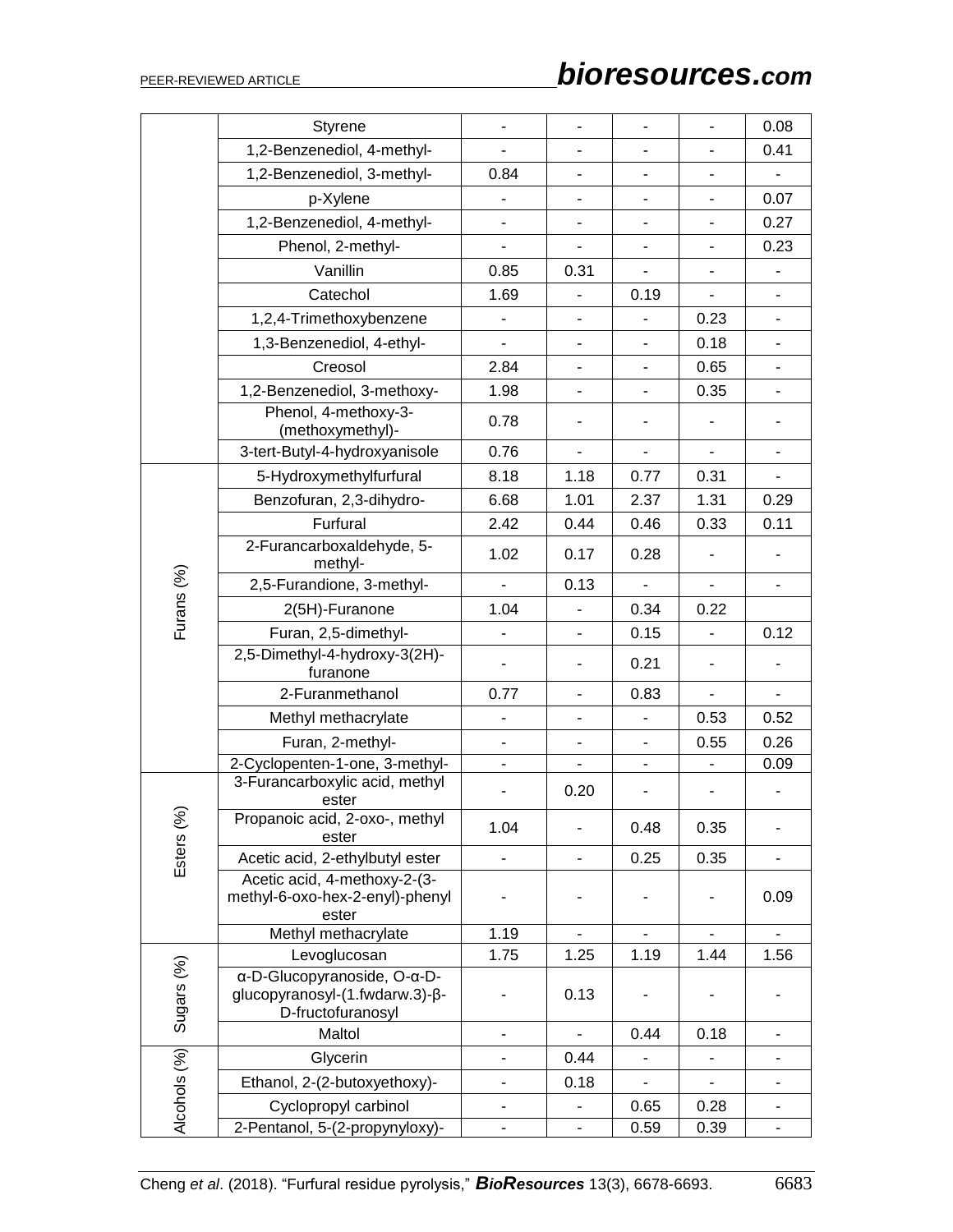| | | | | | | |
|---|---|---|---|---|---|---|
| | Styrene | - | - | - | - | 0.08 |
| | 1,2-Benzenediol, 4-methyl- | - | - | - | - | 0.41 |
| | 1,2-Benzenediol, 3-methyl- | 0.84 | - | - | - | - |
| | p-Xylene | - | - | - | - | 0.07 |
| | 1,2-Benzenediol, 4-methyl- | - | - | - | - | 0.27 |
| | Phenol, 2-methyl- | - | - | - | - | 0.23 |
| | Vanillin | 0.85 | 0.31 | - | - | - |
| | Catechol | 1.69 | - | 0.19 | - | - |
| | 1,2,4-Trimethoxybenzene | - | - | - | 0.23 | - |
| | 1,3-Benzenediol, 4-ethyl- | - | - | - | 0.18 | - |
| | Creosol | 2.84 | - | - | 0.65 | - |
| | 1,2-Benzenediol, 3-methoxy- | 1.98 | - | - | 0.35 | - |
| | Phenol, 4-methoxy-3-(methoxymethyl)- | 0.78 | - | - | - | - |
| | 3-tert-Butyl-4-hydroxyanisole | 0.76 | - | - | - | - |
| Furans (%) | 5-Hydroxymethylfurfural | 8.18 | 1.18 | 0.77 | 0.31 | - |
| | Benzofuran, 2,3-dihydro- | 6.68 | 1.01 | 2.37 | 1.31 | 0.29 |
| | Furfural | 2.42 | 0.44 | 0.46 | 0.33 | 0.11 |
| | 2-Furancarboxaldehyde, 5-methyl- | 1.02 | 0.17 | 0.28 | - | - |
| | 2,5-Furandione, 3-methyl- | - | 0.13 | - | - | - |
| | 2(5H)-Furanone | 1.04 | - | 0.34 | 0.22 | |
| | Furan, 2,5-dimethyl- | - | - | 0.15 | - | 0.12 |
| | 2,5-Dimethyl-4-hydroxy-3(2H)-furanone | - | - | 0.21 | - | - |
| | 2-Furanmethanol | 0.77 | - | 0.83 | - | - |
| | Methyl methacrylate | - | - | - | 0.53 | 0.52 |
| | Furan, 2-methyl- | - | - | - | 0.55 | 0.26 |
| | 2-Cyclopenten-1-one, 3-methyl- | - | - | - | - | 0.09 |
| Esters (%) | 3-Furancarboxylic acid, methyl ester | - | 0.20 | - | - | - |
| | Propanoic acid, 2-oxo-, methyl ester | 1.04 | - | 0.48 | 0.35 | - |
| | Acetic acid, 2-ethylbutyl ester | - | - | 0.25 | 0.35 | - |
| | Acetic acid, 4-methoxy-2-(3-methyl-6-oxo-hex-2-enyl)-phenyl ester | - | - | - | - | 0.09 |
| | Methyl methacrylate | 1.19 | - | - | - | - |
| Sugars (%) | Levoglucosan | 1.75 | 1.25 | 1.19 | 1.44 | 1.56 |
| | α-D-Glucopyranoside, O-α-D-glucopyranosyl-(1.fwdarw.3)-β-D-fructofuranosyl | - | 0.13 | - | - | - |
| | Maltol | - | - | 0.44 | 0.18 | - |
| Alcohols (%) | Glycerin | - | 0.44 | - | - | - |
| | Ethanol, 2-(2-butoxyethoxy)- | - | 0.18 | - | - | - |
| | Cyclopropyl carbinol | - | - | 0.65 | 0.28 | - |
| | 2-Pentanol, 5-(2-propynyloxy)- | - | - | 0.59 | 0.39 | - |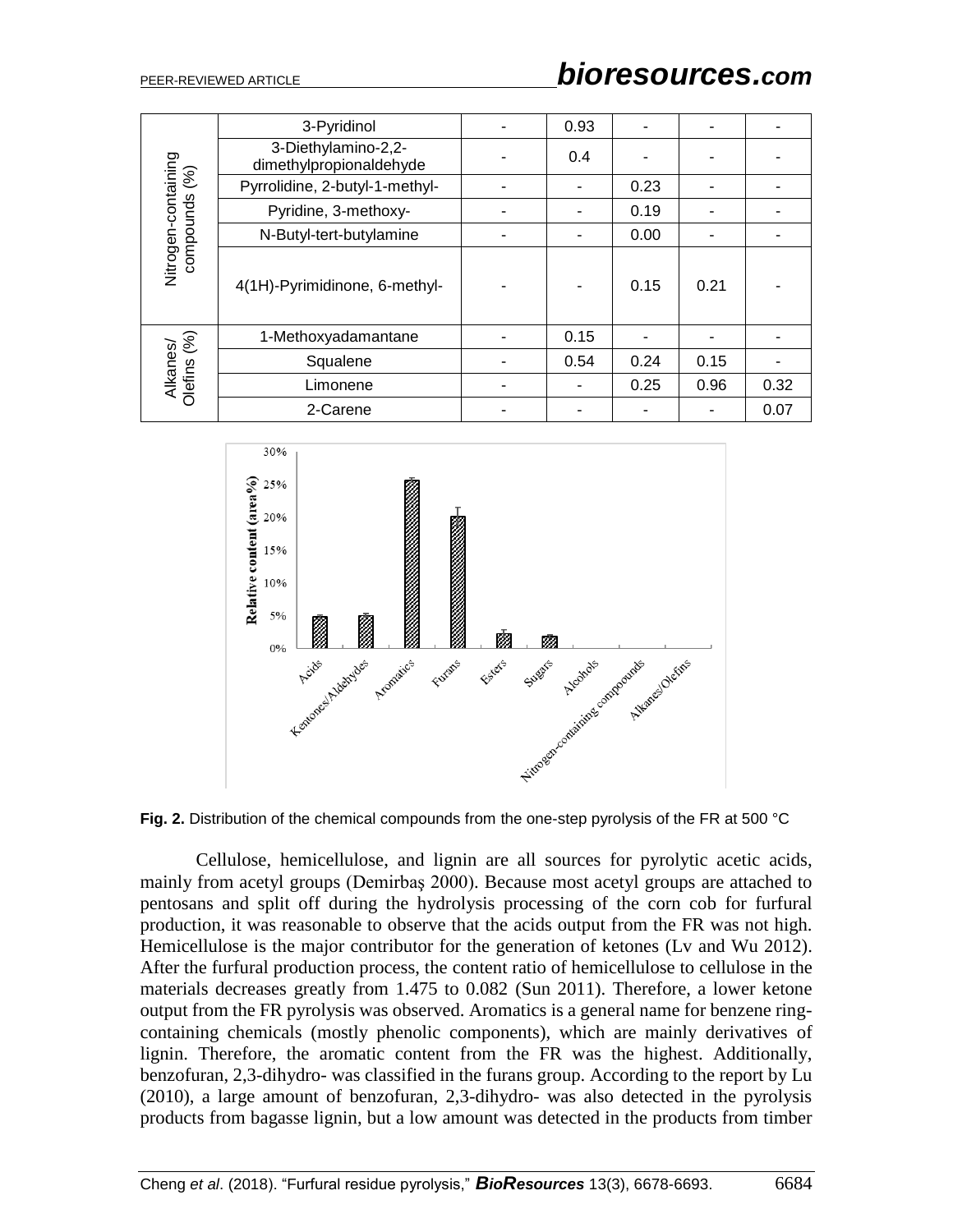| | | | | | | |
|---|---|---|---|---|---|---|
| Nitrogen-containing compounds (%) | 3-Pyridinol | - | 0.93 | - | - | - |
| | 3-Diethylamino-2,2-dimethylpropionaldehyde | - | 0.4 | - | - | - |
| | Pyrrolidine, 2-butyl-1-methyl- | - | - | 0.23 | - | - |
| | Pyridine, 3-methoxy- | - | - | 0.19 | - | - |
| | N-Butyl-tert-butylamine | - | - | 0.00 | - | - |
| | 4(1H)-Pyrimidinone, 6-methyl- | - | - | 0.15 | 0.21 | - |
| Alkanes/ Olefins (%) | 1-Methoxyadamantane | - | 0.15 | - | - | - |
| | Squalene | - | 0.54 | 0.24 | 0.15 | - |
| | Limonene | - | - | 0.25 | 0.96 | 0.32 |
| | 2-Carene | - | - | - | - | 0.07 |

**Fig. 2.** Distribution of the chemical compounds from the one-step pyrolysis of the FR at 500 °C

Cellulose, hemicellulose, and lignin are all sources for pyrolytic acetic acids, mainly from acetyl groups (Demirbaş 2000). Because most acetyl groups are attached to pentosans and split off during the hydrolysis processing of the corn cob for furfural production, it was reasonable to observe that the acids output from the FR was not high. Hemicellulose is the major contributor for the generation of ketones (Lv and Wu 2012). After the furfural production process, the content ratio of hemicellulose to cellulose in the materials decreases greatly from 1.475 to 0.082 (Sun 2011). Therefore, a lower ketone output from the FR pyrolysis was observed. Aromatics is a general name for benzene ring-containing chemicals (mostly phenolic components), which are mainly derivatives of lignin. Therefore, the aromatic content from the FR was the highest. Additionally, benzofuran, 2,3-dihydro- was classified in the furans group. According to the report by Lu (2010), a large amount of benzofuran, 2,3-dihydro- was also detected in the pyrolysis products from bagasse lignin, but a low amount was detected in the products from timber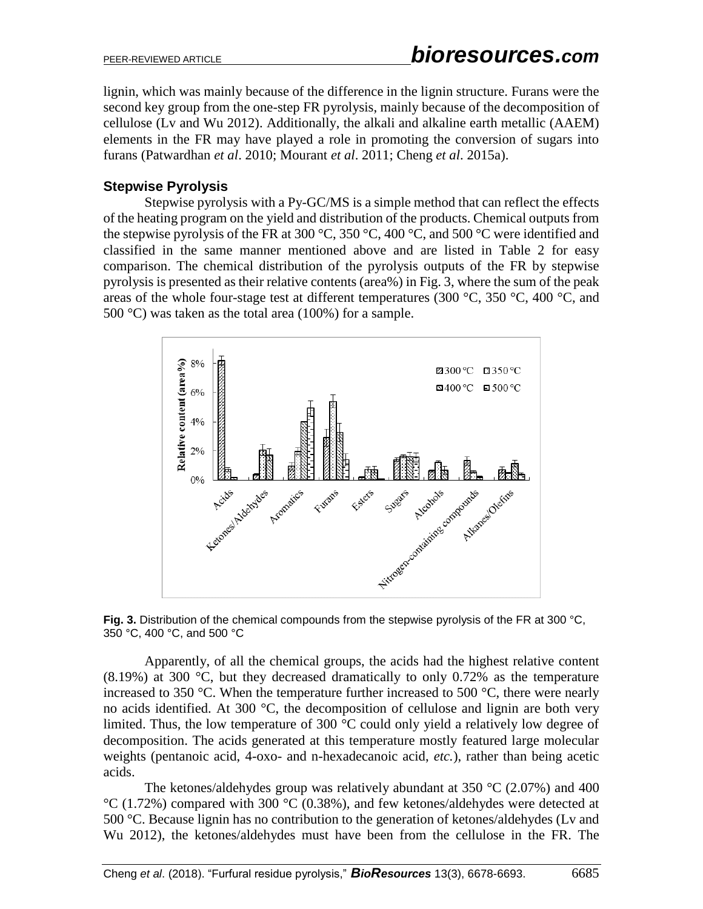lignin, which was mainly because of the difference in the lignin structure. Furans were the second key group from the one-step FR pyrolysis, mainly because of the decomposition of cellulose (Lv and Wu 2012). Additionally, the alkali and alkaline earth metallic (AAEM) elements in the FR may have played a role in promoting the conversion of sugars into furans (Patwardhan *et al*. 2010; Mourant *et al*. 2011; Cheng *et al*. 2015a).

### Stepwise Pyrolysis

Stepwise pyrolysis with a Py-GC/MS is a simple method that can reflect the effects of the heating program on the yield and distribution of the products. Chemical outputs from the stepwise pyrolysis of the FR at 300 °C, 350 °C, 400 °C, and 500 °C were identified and classified in the same manner mentioned above and are listed in Table 2 for easy comparison. The chemical distribution of the pyrolysis outputs of the FR by stepwise pyrolysis is presented as their relative contents (area%) in Fig. 3, where the sum of the peak areas of the whole four-stage test at different temperatures (300 °C, 350 °C, 400 °C, and 500 °C) was taken as the total area (100%) for a sample.

**Fig. 3.** Distribution of the chemical compounds from the stepwise pyrolysis of the FR at 300 °C, 350 °C, 400 °C, and 500 °C

Apparently, of all the chemical groups, the acids had the highest relative content (8.19%) at 300 °C, but they decreased dramatically to only 0.72% as the temperature increased to 350 °C. When the temperature further increased to 500 °C, there were nearly no acids identified. At 300 °C, the decomposition of cellulose and lignin are both very limited. Thus, the low temperature of 300 °C could only yield a relatively low degree of decomposition. The acids generated at this temperature mostly featured large molecular weights (pentanoic acid, 4-oxo- and n-hexadecanoic acid, *etc.*), rather than being acetic acids.

The ketones/aldehydes group was relatively abundant at 350 °C (2.07%) and 400 °C (1.72%) compared with 300 °C (0.38%), and few ketones/aldehydes were detected at 500 °C. Because lignin has no contribution to the generation of ketones/aldehydes (Lv and Wu 2012), the ketones/aldehydes must have been from the cellulose in the FR. The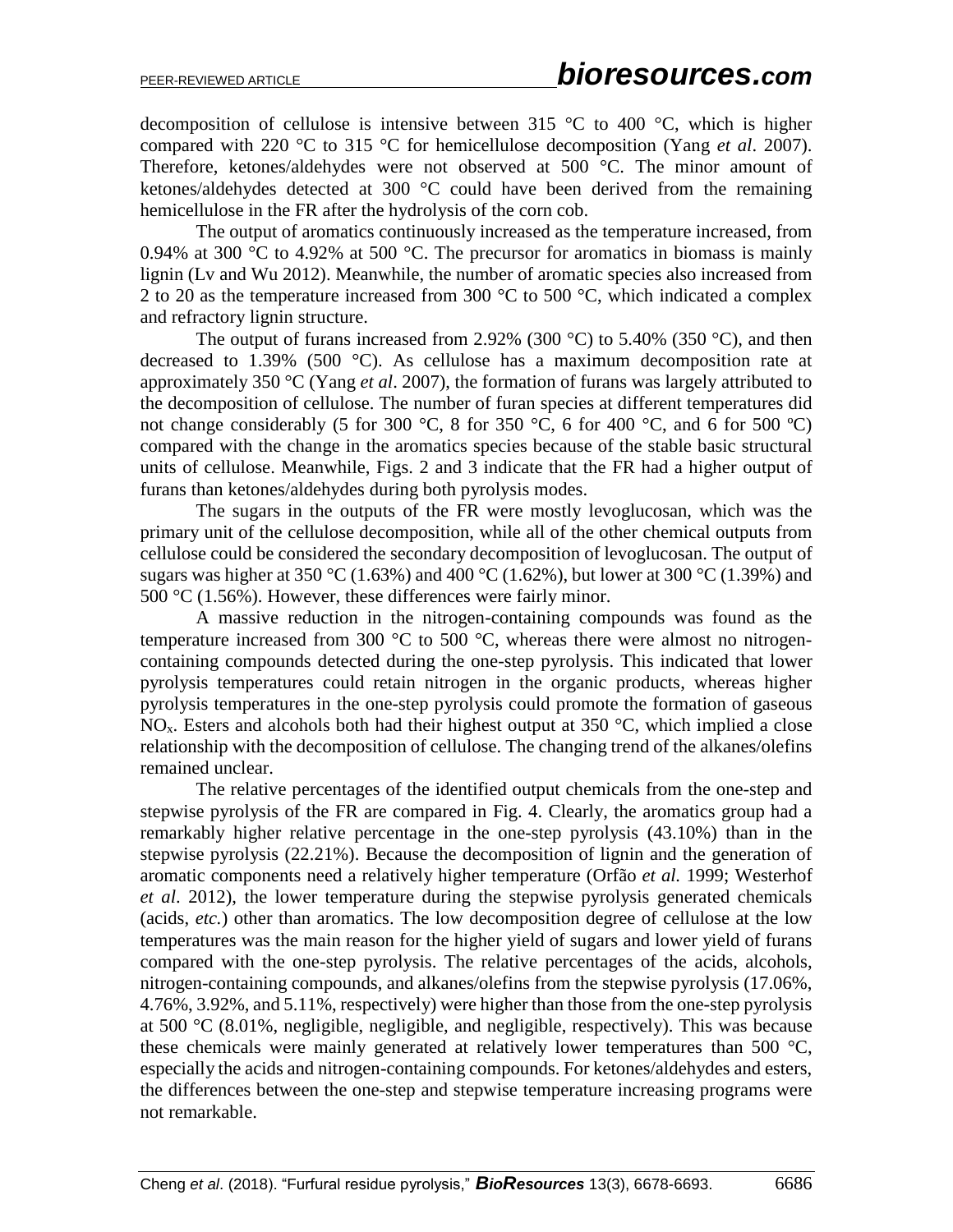decomposition of cellulose is intensive between 315 °C to 400 °C, which is higher compared with 220 °C to 315 °C for hemicellulose decomposition (Yang *et al*. 2007). Therefore, ketones/aldehydes were not observed at 500 °C. The minor amount of ketones/aldehydes detected at 300 °C could have been derived from the remaining hemicellulose in the FR after the hydrolysis of the corn cob.

The output of aromatics continuously increased as the temperature increased, from 0.94% at 300 °C to 4.92% at 500 °C. The precursor for aromatics in biomass is mainly lignin (Lv and Wu 2012). Meanwhile, the number of aromatic species also increased from 2 to 20 as the temperature increased from 300 °C to 500 °C, which indicated a complex and refractory lignin structure.

The output of furans increased from 2.92% (300 °C) to 5.40% (350 °C), and then decreased to 1.39% (500 °C). As cellulose has a maximum decomposition rate at approximately 350 °C (Yang *et al*. 2007), the formation of furans was largely attributed to the decomposition of cellulose. The number of furan species at different temperatures did not change considerably (5 for 300 °C, 8 for 350 °C, 6 for 400 °C, and 6 for 500 ºC) compared with the change in the aromatics species because of the stable basic structural units of cellulose. Meanwhile, Figs. 2 and 3 indicate that the FR had a higher output of furans than ketones/aldehydes during both pyrolysis modes.

The sugars in the outputs of the FR were mostly levoglucosan, which was the primary unit of the cellulose decomposition, while all of the other chemical outputs from cellulose could be considered the secondary decomposition of levoglucosan. The output of sugars was higher at 350 °C (1.63%) and 400 °C (1.62%), but lower at 300 °C (1.39%) and 500 °C (1.56%). However, these differences were fairly minor.

A massive reduction in the nitrogen-containing compounds was found as the temperature increased from 300 °C to 500 °C, whereas there were almost no nitrogen-containing compounds detected during the one-step pyrolysis. This indicated that lower pyrolysis temperatures could retain nitrogen in the organic products, whereas higher pyrolysis temperatures in the one-step pyrolysis could promote the formation of gaseous $NO_x$. Esters and alcohols both had their highest output at 350 °C, which implied a close relationship with the decomposition of cellulose. The changing trend of the alkanes/olefins remained unclear.

The relative percentages of the identified output chemicals from the one-step and stepwise pyrolysis of the FR are compared in Fig. 4. Clearly, the aromatics group had a remarkably higher relative percentage in the one-step pyrolysis (43.10%) than in the stepwise pyrolysis (22.21%). Because the decomposition of lignin and the generation of aromatic components need a relatively higher temperature (Orfão *et al.* 1999; Westerhof *et al*. 2012), the lower temperature during the stepwise pyrolysis generated chemicals (acids, *etc.*) other than aromatics. The low decomposition degree of cellulose at the low temperatures was the main reason for the higher yield of sugars and lower yield of furans compared with the one-step pyrolysis. The relative percentages of the acids, alcohols, nitrogen-containing compounds, and alkanes/olefins from the stepwise pyrolysis (17.06%, 4.76%, 3.92%, and 5.11%, respectively) were higher than those from the one-step pyrolysis at 500 °C (8.01%, negligible, negligible, and negligible, respectively). This was because these chemicals were mainly generated at relatively lower temperatures than 500 °C, especially the acids and nitrogen-containing compounds. For ketones/aldehydes and esters, the differences between the one-step and stepwise temperature increasing programs were not remarkable.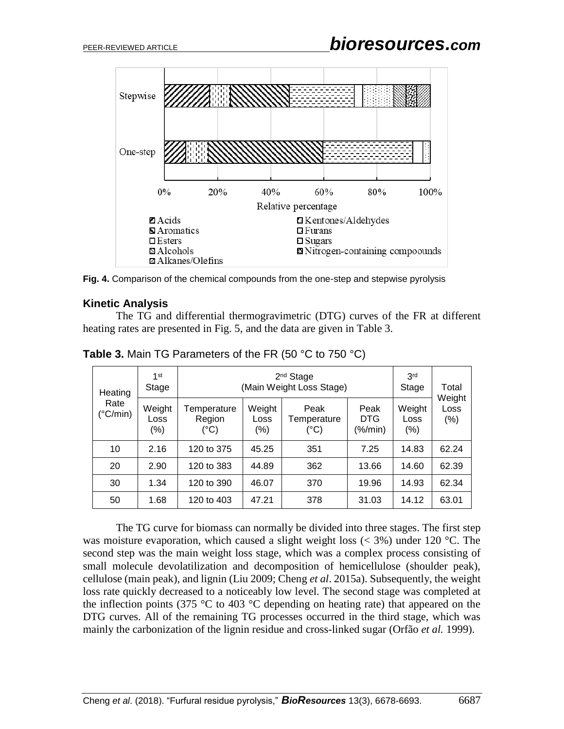**Fig. 4.** Comparison of the chemical compounds from the one-step and stepwise pyrolysis

### Kinetic Analysis

The TG and differential thermogravimetric (DTG) curves of the FR at different heating rates are presented in Fig. 5, and the data are given in Table 3.

**Table 3.** Main TG Parameters of the FR (50 °C to 750 °C)

| Heating Rate (°C/min) | 1st Stage | 2nd Stage (Main Weight Loss Stage) | | | | 3rd Stage | Total Weight Loss (%) |
|---|---|---|---|---|---|---|---|
| | Weight Loss (%) | Temperature Region (°C) | Weight Loss (%) | Peak Temperature (°C) | Peak DTG (%/min) | Weight Loss (%) | |
| 10 | 2.16 | 120 to 375 | 45.25 | 351 | 7.25 | 14.83 | 62.24 |
| 20 | 2.90 | 120 to 383 | 44.89 | 362 | 13.66 | 14.60 | 62.39 |
| 30 | 1.34 | 120 to 390 | 46.07 | 370 | 19.96 | 14.93 | 62.34 |
| 50 | 1.68 | 120 to 403 | 47.21 | 378 | 31.03 | 14.12 | 63.01 |

The TG curve for biomass can normally be divided into three stages. The first step was moisture evaporation, which caused a slight weight loss (< 3%) under 120 °C. The second step was the main weight loss stage, which was a complex process consisting of small molecule devolatilization and decomposition of hemicellulose (shoulder peak), cellulose (main peak), and lignin (Liu 2009; Cheng *et al*. 2015a). Subsequently, the weight loss rate quickly decreased to a noticeably low level. The second stage was completed at the inflection points (375 °C to 403 °C depending on heating rate) that appeared on the DTG curves. All of the remaining TG processes occurred in the third stage, which was mainly the carbonization of the lignin residue and cross-linked sugar (Orfão *et al.* 1999).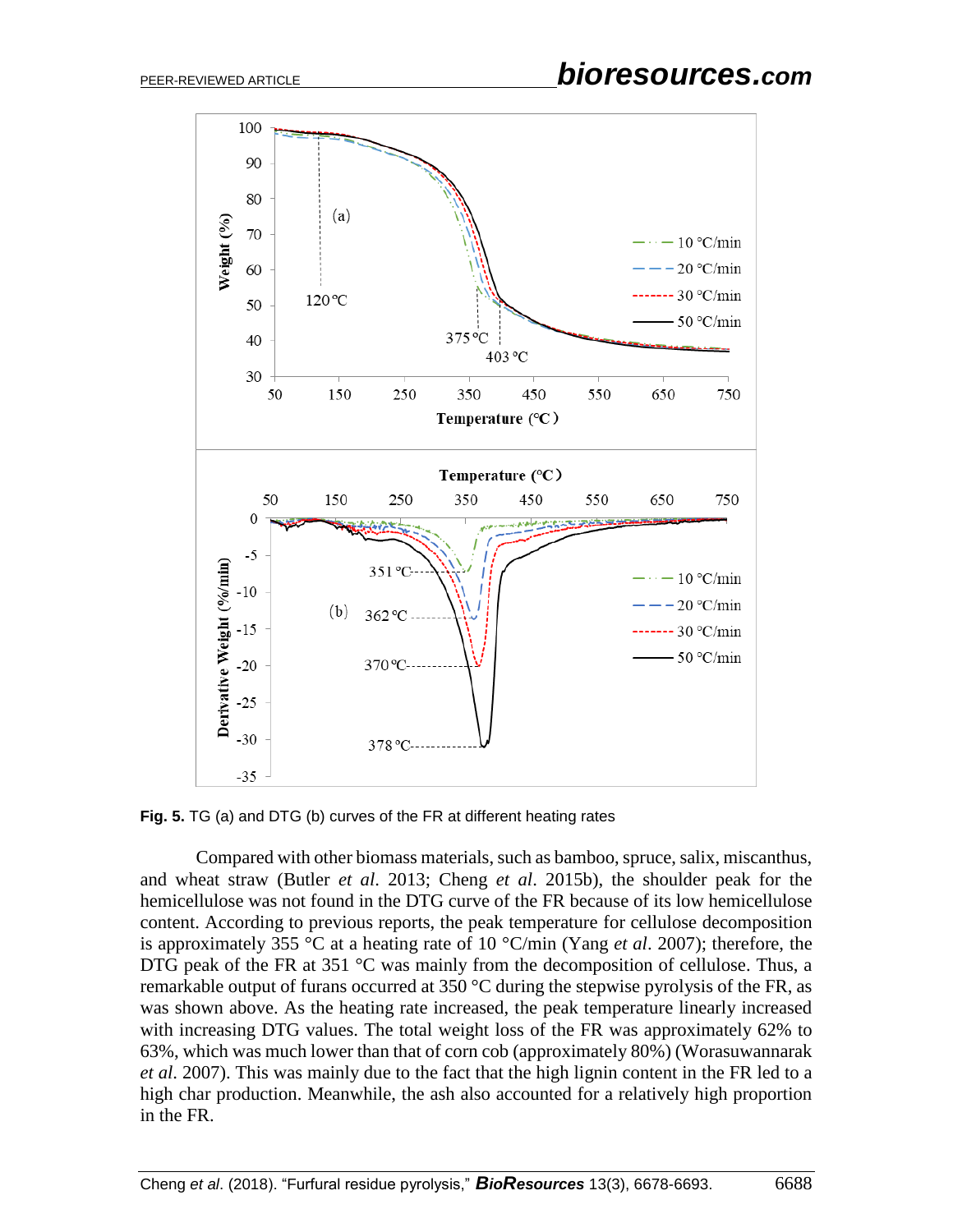Fig. 5. TG (a) and DTG (b) curves of the FR at different heating rates

Compared with other biomass materials, such as bamboo, spruce, salix, miscanthus, and wheat straw (Butler *et al*. 2013; Cheng *et al*. 2015b), the shoulder peak for the hemicellulose was not found in the DTG curve of the FR because of its low hemicellulose content. According to previous reports, the peak temperature for cellulose decomposition is approximately 355 °C at a heating rate of 10 °C/min (Yang *et al*. 2007); therefore, the DTG peak of the FR at 351 °C was mainly from the decomposition of cellulose. Thus, a remarkable output of furans occurred at 350 °C during the stepwise pyrolysis of the FR, as was shown above. As the heating rate increased, the peak temperature linearly increased with increasing DTG values. The total weight loss of the FR was approximately 62% to 63%, which was much lower than that of corn cob (approximately 80%) (Worasuwannarak *et al*. 2007). This was mainly due to the fact that the high lignin content in the FR led to a high char production. Meanwhile, the ash also accounted for a relatively high proportion in the FR.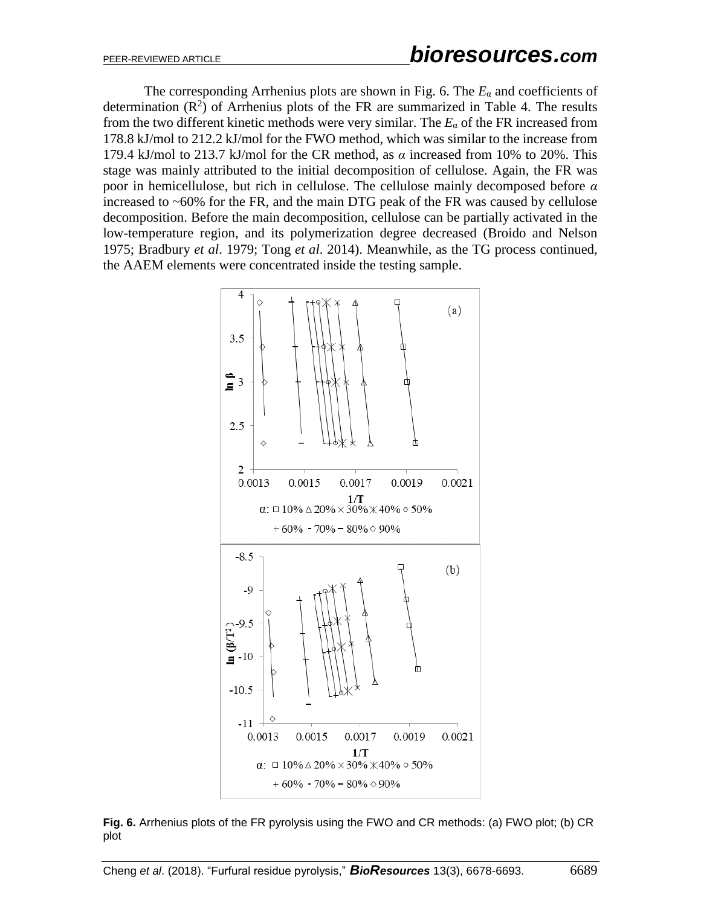The corresponding Arrhenius plots are shown in Fig. 6. The $E_\alpha$ and coefficients of determination ($R^2$) of Arrhenius plots of the FR are summarized in Table 4. The results from the two different kinetic methods were very similar. The $E_\alpha$ of the FR increased from 178.8 kJ/mol to 212.2 kJ/mol for the FWO method, which was similar to the increase from 179.4 kJ/mol to 213.7 kJ/mol for the CR method, as $\alpha$ increased from 10% to 20%. This stage was mainly attributed to the initial decomposition of cellulose. Again, the FR was poor in hemicellulose, but rich in cellulose. The cellulose mainly decomposed before $\alpha$ increased to ~60% for the FR, and the main DTG peak of the FR was caused by cellulose decomposition. Before the main decomposition, cellulose can be partially activated in the low-temperature region, and its polymerization degree decreased (Broido and Nelson 1975; Bradbury *et al*. 1979; Tong *et al*. 2014). Meanwhile, as the TG process continued, the AAEM elements were concentrated inside the testing sample.

**Fig. 6.** Arrhenius plots of the FR pyrolysis using the FWO and CR methods: (a) FWO plot; (b) CR plot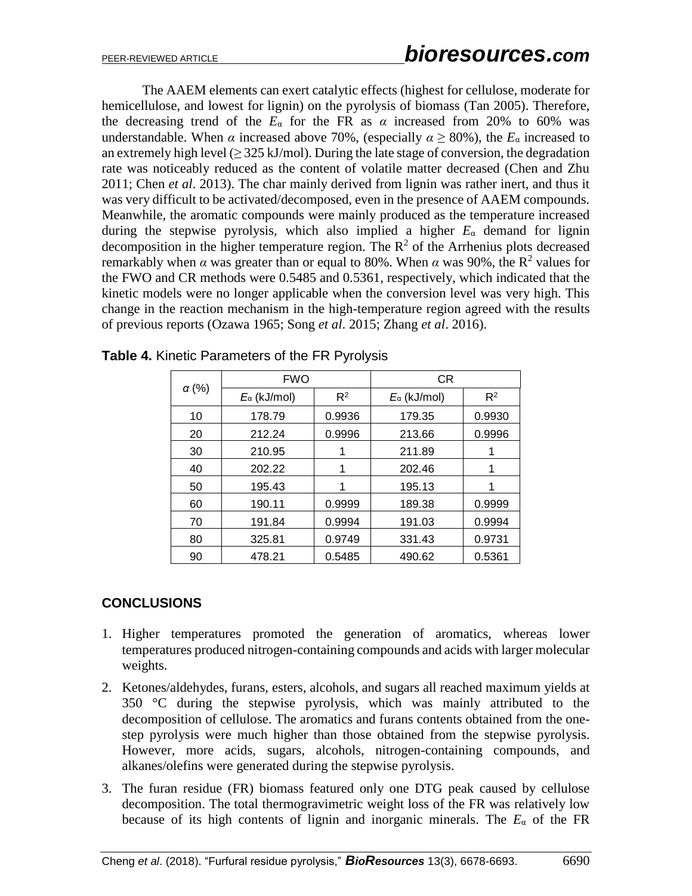The AAEM elements can exert catalytic effects (highest for cellulose, moderate for hemicellulose, and lowest for lignin) on the pyrolysis of biomass (Tan 2005). Therefore, the decreasing trend of the $E_\alpha$ for the FR as $\alpha$ increased from 20% to 60% was understandable. When $\alpha$ increased above 70%, (especially $\alpha \geq 80\%$), the $E_\alpha$ increased to an extremely high level ($\geq 325$ kJ/mol). During the late stage of conversion, the degradation rate was noticeably reduced as the content of volatile matter decreased (Chen and Zhu 2011; Chen *et al*. 2013). The char mainly derived from lignin was rather inert, and thus it was very difficult to be activated/decomposed, even in the presence of AAEM compounds. Meanwhile, the aromatic compounds were mainly produced as the temperature increased during the stepwise pyrolysis, which also implied a higher $E_\alpha$ demand for lignin decomposition in the higher temperature region. The $R^2$ of the Arrhenius plots decreased remarkably when $\alpha$ was greater than or equal to 80%. When $\alpha$ was 90%, the $R^2$ values for the FWO and CR methods were 0.5485 and 0.5361, respectively, which indicated that the kinetic models were no longer applicable when the conversion level was very high. This change in the reaction mechanism in the high-temperature region agreed with the results of previous reports (Ozawa 1965; Song *et al*. 2015; Zhang *et al*. 2016).

**Table 4.** Kinetic Parameters of the FR Pyrolysis

| $\alpha$ (%) | FWO | | CR | |
|---|---|---|---|---|
| | $E_\alpha$ (kJ/mol) | $R^2$ | $E_\alpha$ (kJ/mol) | $R^2$ |
| 10 | 178.79 | 0.9936 | 179.35 | 0.9930 |
| 20 | 212.24 | 0.9996 | 213.66 | 0.9996 |
| 30 | 210.95 | 1 | 211.89 | 1 |
| 40 | 202.22 | 1 | 202.46 | 1 |
| 50 | 195.43 | 1 | 195.13 | 1 |
| 60 | 190.11 | 0.9999 | 189.38 | 0.9999 |
| 70 | 191.84 | 0.9994 | 191.03 | 0.9994 |
| 80 | 325.81 | 0.9749 | 331.43 | 0.9731 |
| 90 | 478.21 | 0.5485 | 490.62 | 0.5361 |

## CONCLUSIONS

1. Higher temperatures promoted the generation of aromatics, whereas lower temperatures produced nitrogen-containing compounds and acids with larger molecular weights.
2. Ketones/aldehydes, furans, esters, alcohols, and sugars all reached maximum yields at 350 °C during the stepwise pyrolysis, which was mainly attributed to the decomposition of cellulose. The aromatics and furans contents obtained from the one-step pyrolysis were much higher than those obtained from the stepwise pyrolysis. However, more acids, sugars, alcohols, nitrogen-containing compounds, and alkanes/olefins were generated during the stepwise pyrolysis.
3. The furan residue (FR) biomass featured only one DTG peak caused by cellulose decomposition. The total thermogravimetric weight loss of the FR was relatively low because of its high contents of lignin and inorganic minerals. The $E_\alpha$ of the FR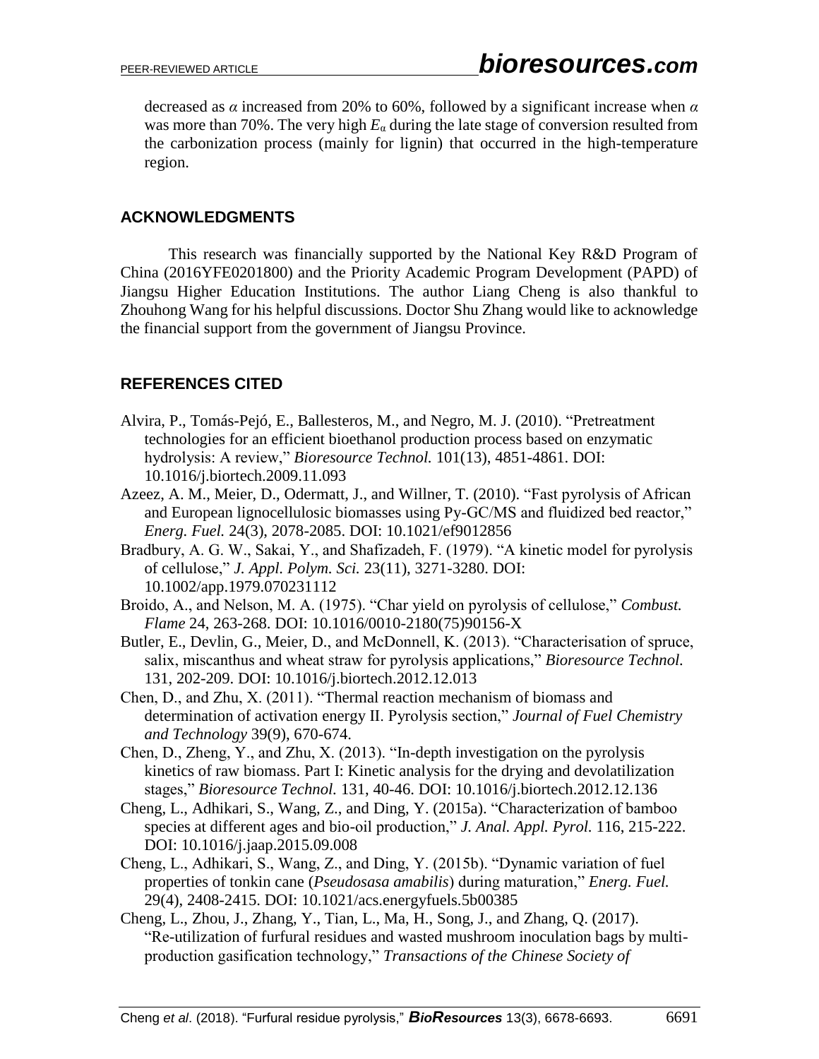decreased as $\alpha$ increased from 20% to 60%, followed by a significant increase when $\alpha$ was more than 70%. The very high $E_\alpha$ during the late stage of conversion resulted from the carbonization process (mainly for lignin) that occurred in the high-temperature region.

## ACKNOWLEDGMENTS

This research was financially supported by the National Key R&D Program of China (2016YFE0201800) and the Priority Academic Program Development (PAPD) of Jiangsu Higher Education Institutions. The author Liang Cheng is also thankful to Zhouhong Wang for his helpful discussions. Doctor Shu Zhang would like to acknowledge the financial support from the government of Jiangsu Province.

## REFERENCES CITED

Alvira, P., Tomás-Pejó, E., Ballesteros, M., and Negro, M. J. (2010). "Pretreatment technologies for an efficient bioethanol production process based on enzymatic hydrolysis: A review," *Bioresource Technol.* 101(13), 4851-4861. DOI: 10.1016/j.biortech.2009.11.093

Azeez, A. M., Meier, D., Odermatt, J., and Willner, T. (2010). "Fast pyrolysis of African and European lignocellulosic biomasses using Py-GC/MS and fluidized bed reactor," *Energ. Fuel.* 24(3), 2078-2085. DOI: 10.1021/ef9012856

Bradbury, A. G. W., Sakai, Y., and Shafizadeh, F. (1979). "A kinetic model for pyrolysis of cellulose," *J. Appl. Polym. Sci.* 23(11), 3271-3280. DOI: 10.1002/app.1979.070231112

Broido, A., and Nelson, M. A. (1975). "Char yield on pyrolysis of cellulose," *Combust. Flame* 24, 263-268. DOI: 10.1016/0010-2180(75)90156-X

Butler, E., Devlin, G., Meier, D., and McDonnell, K. (2013). "Characterisation of spruce, salix, miscanthus and wheat straw for pyrolysis applications," *Bioresource Technol.* 131, 202-209. DOI: 10.1016/j.biortech.2012.12.013

Chen, D., and Zhu, X. (2011). "Thermal reaction mechanism of biomass and determination of activation energy II. Pyrolysis section," *Journal of Fuel Chemistry and Technology* 39(9), 670-674.

Chen, D., Zheng, Y., and Zhu, X. (2013). "In-depth investigation on the pyrolysis kinetics of raw biomass. Part I: Kinetic analysis for the drying and devolatilization stages," *Bioresource Technol.* 131, 40-46. DOI: 10.1016/j.biortech.2012.12.136

Cheng, L., Adhikari, S., Wang, Z., and Ding, Y. (2015a). "Characterization of bamboo species at different ages and bio-oil production," *J. Anal. Appl. Pyrol.* 116, 215-222. DOI: 10.1016/j.jaap.2015.09.008

Cheng, L., Adhikari, S., Wang, Z., and Ding, Y. (2015b). "Dynamic variation of fuel properties of tonkin cane (*Pseudosasa amabilis*) during maturation," *Energ. Fuel.* 29(4), 2408-2415. DOI: 10.1021/acs.energyfuels.5b00385

Cheng, L., Zhou, J., Zhang, Y., Tian, L., Ma, H., Song, J., and Zhang, Q. (2017). "Re-utilization of furfural residues and wasted mushroom inoculation bags by multi-production gasification technology," *Transactions of the Chinese Society of*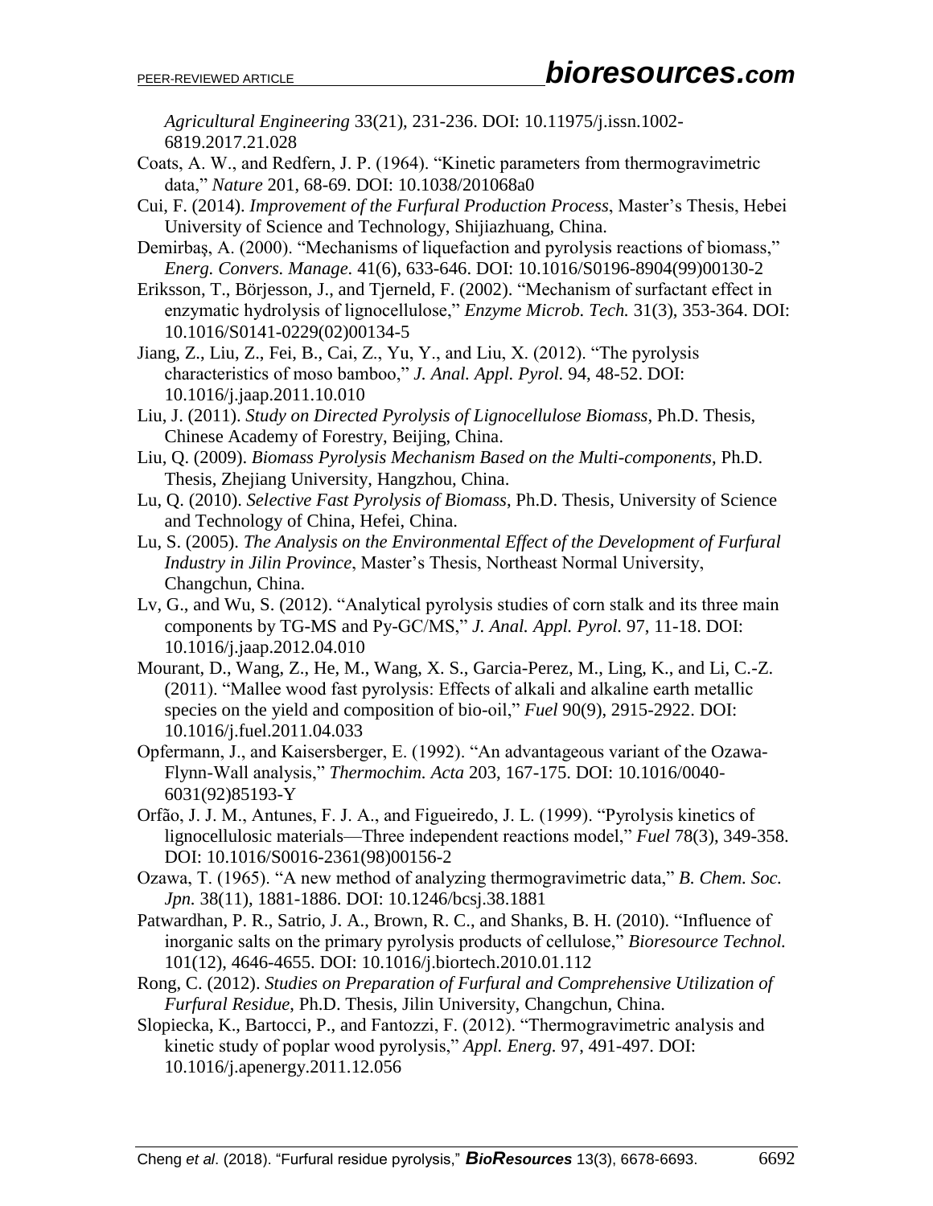*Agricultural Engineering* 33(21), 231-236. DOI: 10.11975/j.issn.1002-6819.2017.21.028

Coats, A. W., and Redfern, J. P. (1964). "Kinetic parameters from thermogravimetric data," *Nature* 201, 68-69. DOI: 10.1038/201068a0

Cui, F. (2014). *Improvement of the Furfural Production Process*, Master's Thesis, Hebei University of Science and Technology, Shijiazhuang, China.

Demirbaş, A. (2000). "Mechanisms of liquefaction and pyrolysis reactions of biomass," *Energ. Convers. Manage.* 41(6), 633-646. DOI: 10.1016/S0196-8904(99)00130-2

Eriksson, T., Börjesson, J., and Tjerneld, F. (2002). "Mechanism of surfactant effect in enzymatic hydrolysis of lignocellulose," *Enzyme Microb. Tech.* 31(3), 353-364. DOI: 10.1016/S0141-0229(02)00134-5

Jiang, Z., Liu, Z., Fei, B., Cai, Z., Yu, Y., and Liu, X. (2012). "The pyrolysis characteristics of moso bamboo," *J. Anal. Appl. Pyrol.* 94, 48-52. DOI: 10.1016/j.jaap.2011.10.010

Liu, J. (2011). *Study on Directed Pyrolysis of Lignocellulose Biomass*, Ph.D. Thesis, Chinese Academy of Forestry, Beijing, China.

Liu, Q. (2009). *Biomass Pyrolysis Mechanism Based on the Multi-components*, Ph.D. Thesis, Zhejiang University, Hangzhou, China.

Lu, Q. (2010). *Selective Fast Pyrolysis of Biomass*, Ph.D. Thesis, University of Science and Technology of China, Hefei, China.

Lu, S. (2005). *The Analysis on the Environmental Effect of the Development of Furfural Industry in Jilin Province*, Master's Thesis, Northeast Normal University, Changchun, China.

Lv, G., and Wu, S. (2012). "Analytical pyrolysis studies of corn stalk and its three main components by TG-MS and Py-GC/MS," *J. Anal. Appl. Pyrol.* 97, 11-18. DOI: 10.1016/j.jaap.2012.04.010

Mourant, D., Wang, Z., He, M., Wang, X. S., Garcia-Perez, M., Ling, K., and Li, C.-Z. (2011). "Mallee wood fast pyrolysis: Effects of alkali and alkaline earth metallic species on the yield and composition of bio-oil," *Fuel* 90(9), 2915-2922. DOI: 10.1016/j.fuel.2011.04.033

Opfermann, J., and Kaisersberger, E. (1992). "An advantageous variant of the Ozawa-Flynn-Wall analysis," *Thermochim. Acta* 203, 167-175. DOI: 10.1016/0040-6031(92)85193-Y

Orfão, J. J. M., Antunes, F. J. A., and Figueiredo, J. L. (1999). "Pyrolysis kinetics of lignocellulosic materials—Three independent reactions model," *Fuel* 78(3), 349-358. DOI: 10.1016/S0016-2361(98)00156-2

Ozawa, T. (1965). "A new method of analyzing thermogravimetric data," *B. Chem. Soc. Jpn.* 38(11), 1881-1886. DOI: 10.1246/bcsj.38.1881

Patwardhan, P. R., Satrio, J. A., Brown, R. C., and Shanks, B. H. (2010). "Influence of inorganic salts on the primary pyrolysis products of cellulose," *Bioresource Technol.* 101(12), 4646-4655. DOI: 10.1016/j.biortech.2010.01.112

Rong, C. (2012). *Studies on Preparation of Furfural and Comprehensive Utilization of Furfural Residue*, Ph.D. Thesis, Jilin University, Changchun, China.

Slopiecka, K., Bartocci, P., and Fantozzi, F. (2012). "Thermogravimetric analysis and kinetic study of poplar wood pyrolysis," *Appl. Energ.* 97, 491-497. DOI: 10.1016/j.apenergy.2011.12.056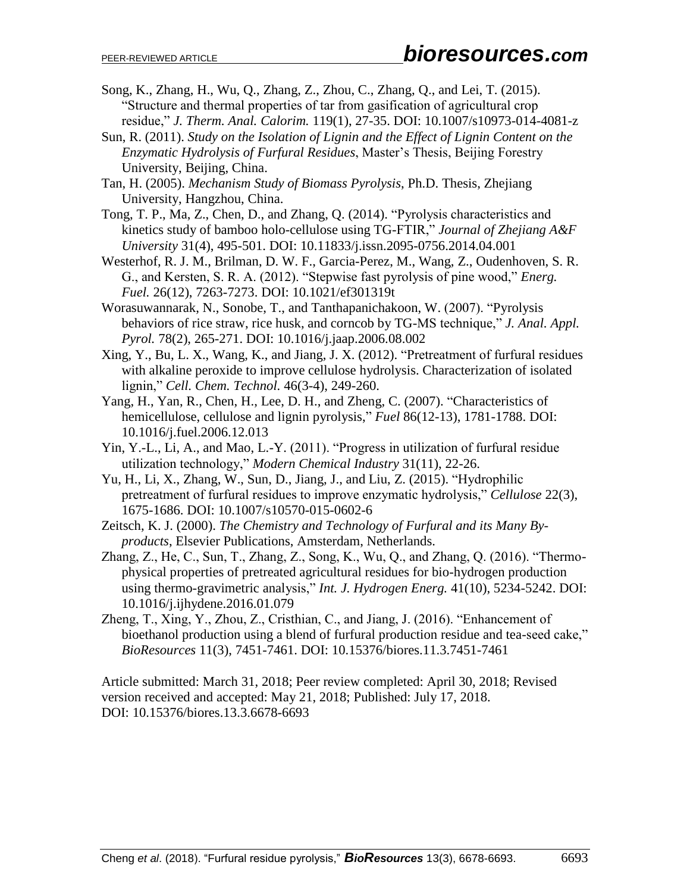Song, K., Zhang, H., Wu, Q., Zhang, Z., Zhou, C., Zhang, Q., and Lei, T. (2015). "Structure and thermal properties of tar from gasification of agricultural crop residue," *J. Therm. Anal. Calorim.* 119(1), 27-35. DOI: 10.1007/s10973-014-4081-z

Sun, R. (2011). *Study on the Isolation of Lignin and the Effect of Lignin Content on the Enzymatic Hydrolysis of Furfural Residues*, Master's Thesis, Beijing Forestry University, Beijing, China.

Tan, H. (2005). *Mechanism Study of Biomass Pyrolysis*, Ph.D. Thesis, Zhejiang University, Hangzhou, China.

Tong, T. P., Ma, Z., Chen, D., and Zhang, Q. (2014). "Pyrolysis characteristics and kinetics study of bamboo holo-cellulose using TG-FTIR," *Journal of Zhejiang A&F University* 31(4), 495-501. DOI: 10.11833/j.issn.2095-0756.2014.04.001

Westerhof, R. J. M., Brilman, D. W. F., Garcia-Perez, M., Wang, Z., Oudenhoven, S. R. G., and Kersten, S. R. A. (2012). "Stepwise fast pyrolysis of pine wood," *Energ. Fuel.* 26(12), 7263-7273. DOI: 10.1021/ef301319t

Worasuwannarak, N., Sonobe, T., and Tanthapanichakoon, W. (2007). "Pyrolysis behaviors of rice straw, rice husk, and corncob by TG-MS technique," *J. Anal. Appl. Pyrol.* 78(2), 265-271. DOI: 10.1016/j.jaap.2006.08.002

Xing, Y., Bu, L. X., Wang, K., and Jiang, J. X. (2012). "Pretreatment of furfural residues with alkaline peroxide to improve cellulose hydrolysis. Characterization of isolated lignin," *Cell. Chem. Technol.* 46(3-4), 249-260.

Yang, H., Yan, R., Chen, H., Lee, D. H., and Zheng, C. (2007). "Characteristics of hemicellulose, cellulose and lignin pyrolysis," *Fuel* 86(12-13), 1781-1788. DOI: 10.1016/j.fuel.2006.12.013

Yin, Y.-L., Li, A., and Mao, L.-Y. (2011). "Progress in utilization of furfural residue utilization technology," *Modern Chemical Industry* 31(11), 22-26.

Yu, H., Li, X., Zhang, W., Sun, D., Jiang, J., and Liu, Z. (2015). "Hydrophilic pretreatment of furfural residues to improve enzymatic hydrolysis," *Cellulose* 22(3), 1675-1686. DOI: 10.1007/s10570-015-0602-6

Zeitsch, K. J. (2000). *The Chemistry and Technology of Furfural and its Many By-products*, Elsevier Publications, Amsterdam, Netherlands.

Zhang, Z., He, C., Sun, T., Zhang, Z., Song, K., Wu, Q., and Zhang, Q. (2016). "Thermo-physical properties of pretreated agricultural residues for bio-hydrogen production using thermo-gravimetric analysis," *Int. J. Hydrogen Energ.* 41(10), 5234-5242. DOI: 10.1016/j.ijhydene.2016.01.079

Zheng, T., Xing, Y., Zhou, Z., Cristhian, C., and Jiang, J. (2016). "Enhancement of bioethanol production using a blend of furfural production residue and tea-seed cake," *BioResources* 11(3), 7451-7461. DOI: 10.15376/biores.11.3.7451-7461

Article submitted: March 31, 2018; Peer review completed: April 30, 2018; Revised version received and accepted: May 21, 2018; Published: July 17, 2018.
DOI: 10.15376/biores.13.3.6678-6693